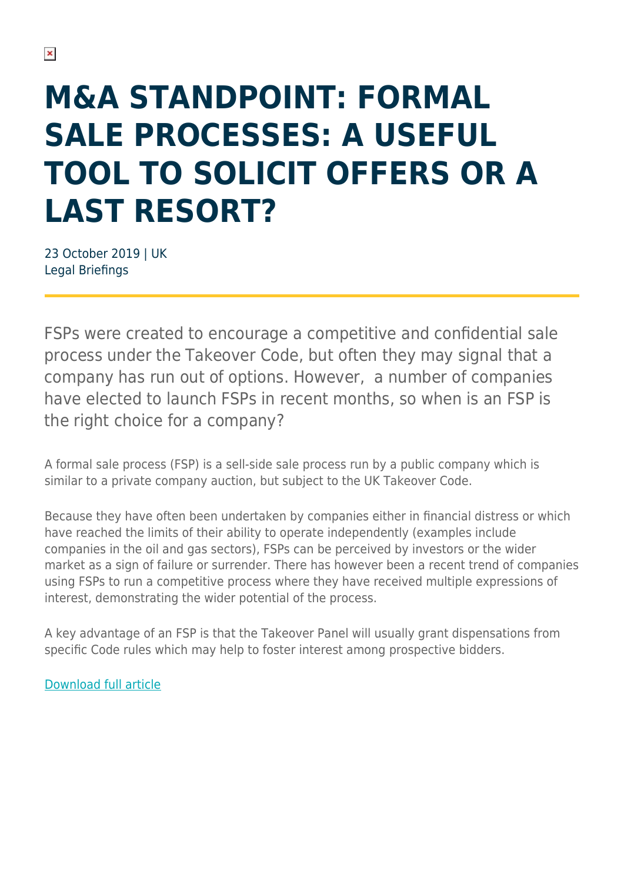# M&A STANDPOINT: FORMAL SALE PROCESSES: A USEFUL TOOL TO SOLICIT OFFERS OR A LAST RESORT?

23 October 2019 | UK
Legal Briefings

FSPs were created to encourage a competitive and confidential sale process under the Takeover Code, but often they may signal that a company has run out of options. However, a number of companies have elected to launch FSPs in recent months, so when is an FSP is the right choice for a company?

A formal sale process (FSP) is a sell-side sale process run by a public company which is similar to a private company auction, but subject to the UK Takeover Code.

Because they have often been undertaken by companies either in financial distress or which have reached the limits of their ability to operate independently (examples include companies in the oil and gas sectors), FSPs can be perceived by investors or the wider market as a sign of failure or surrender. There has however been a recent trend of companies using FSPs to run a competitive process where they have received multiple expressions of interest, demonstrating the wider potential of the process.

A key advantage of an FSP is that the Takeover Panel will usually grant dispensations from specific Code rules which may help to foster interest among prospective bidders.

Download full article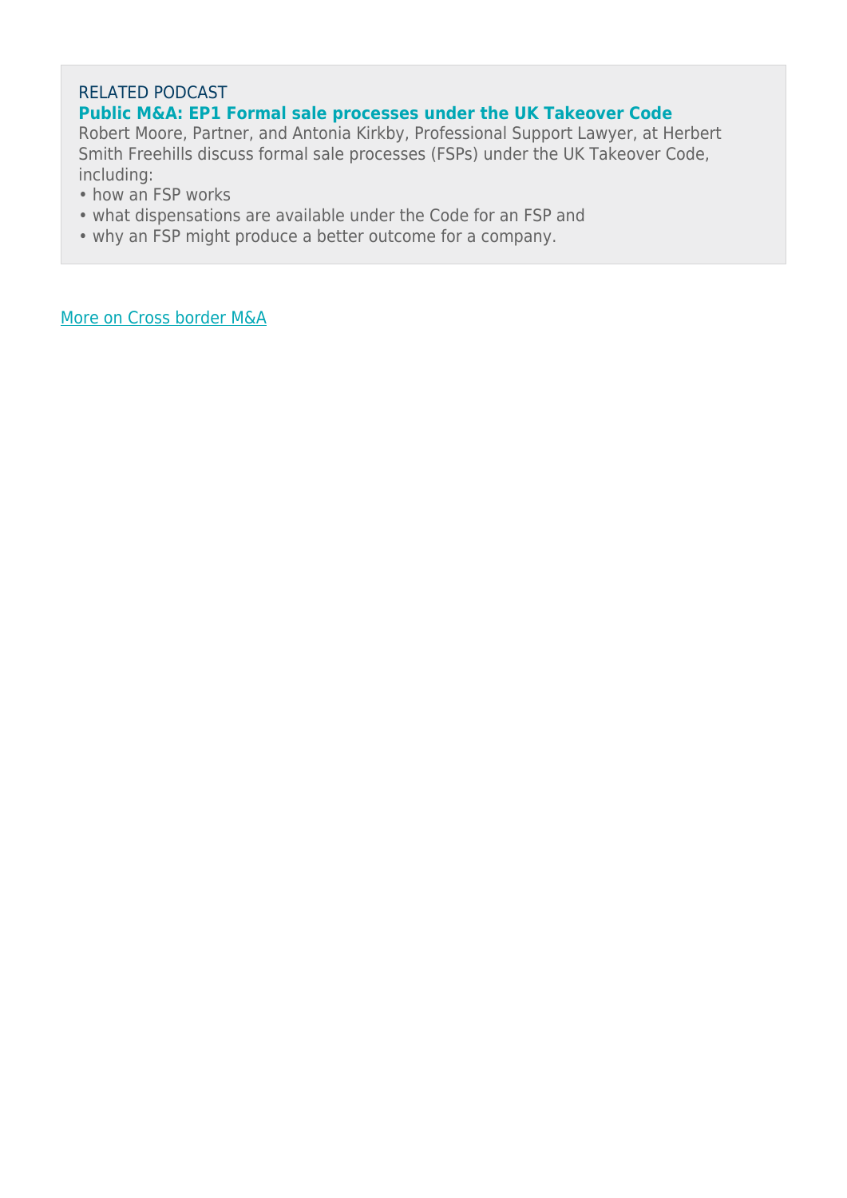RELATED PODCAST

**Public M&A: EP1 Formal sale processes under the UK Takeover Code**

Robert Moore, Partner, and Antonia Kirkby, Professional Support Lawyer, at Herbert Smith Freehills discuss formal sale processes (FSPs) under the UK Takeover Code, including:

- how an FSP works
- what dispensations are available under the Code for an FSP and
- why an FSP might produce a better outcome for a company.

More on Cross border M&A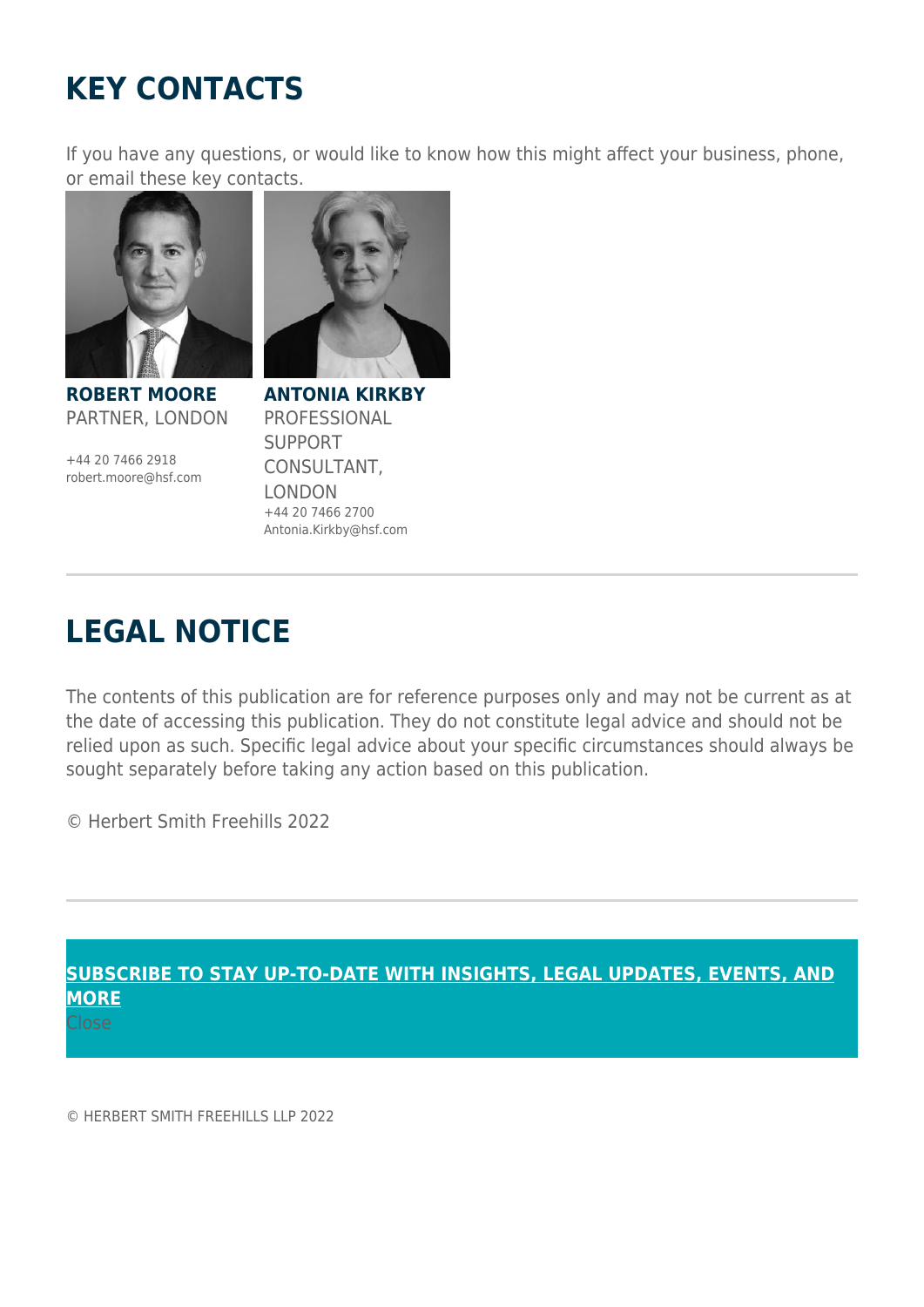# KEY CONTACTS

If you have any questions, or would like to know how this might affect your business, phone, or email these key contacts.

**ROBERT MOORE**
PARTNER, LONDON

+44 20 7466 2918
robert.moore@hsf.com

**ANTONIA KIRKBY**
PROFESSIONAL SUPPORT CONSULTANT, LONDON
+44 20 7466 2700
Antonia.Kirkby@hsf.com

# LEGAL NOTICE

The contents of this publication are for reference purposes only and may not be current as at the date of accessing this publication. They do not constitute legal advice and should not be relied upon as such. Specific legal advice about your specific circumstances should always be sought separately before taking any action based on this publication.

© Herbert Smith Freehills 2022

**SUBSCRIBE TO STAY UP-TO-DATE WITH INSIGHTS, LEGAL UPDATES, EVENTS, AND MORE**
Close

© HERBERT SMITH FREEHILLS LLP 2022